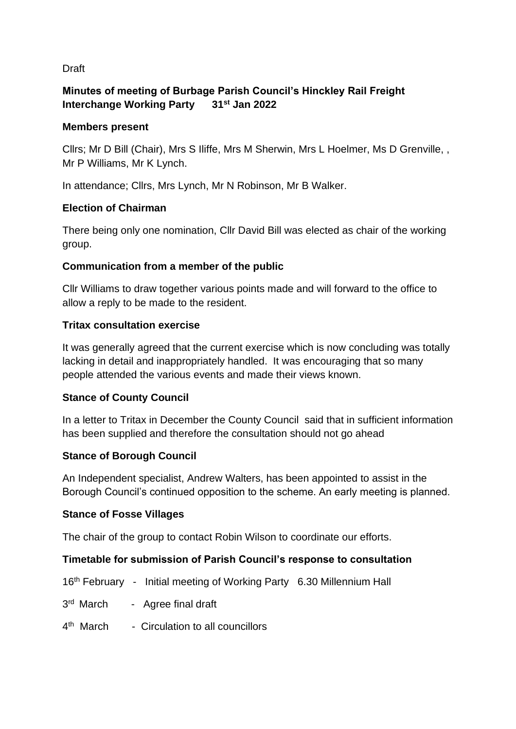Draft

**Minutes of meeting of Burbage Parish Council's Hinckley Rail Freight Interchange Working Party 31st Jan 2022**

**Members present**

Cllrs; Mr D Bill (Chair), Mrs S Iliffe, Mrs M Sherwin, Mrs L Hoelmer, Ms D Grenville, , Mr P Williams, Mr K Lynch.

In attendance; Cllrs, Mrs Lynch, Mr N Robinson, Mr B Walker.

**Election of Chairman**

There being only one nomination, Cllr David Bill was elected as chair of the working group.

**Communication from a member of the public**

Cllr Williams to draw together various points made and will forward to the office to allow a reply to be made to the resident.

**Tritax consultation exercise**

It was generally agreed that the current exercise which is now concluding was totally lacking in detail and inappropriately handled. It was encouraging that so many people attended the various events and made their views known.

**Stance of County Council**

In a letter to Tritax in December the County Council said that in sufficient information has been supplied and therefore the consultation should not go ahead

**Stance of Borough Council**

An Independent specialist, Andrew Walters, has been appointed to assist in the Borough Council's continued opposition to the scheme. An early meeting is planned.

**Stance of Fosse Villages**

The chair of the group to contact Robin Wilson to coordinate our efforts.

**Timetable for submission of Parish Council's response to consultation**

16th February - Initial meeting of Working Party 6.30 Millennium Hall

3rd March - Agree final draft

4th March - Circulation to all councillors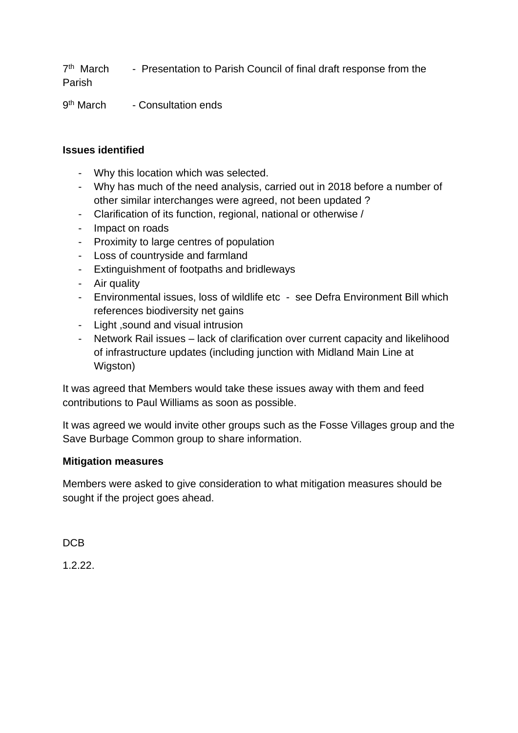7th March - Presentation to Parish Council of final draft response from the Parish

9th March - Consultation ends

**Issues identified**

- Why this location which was selected.
- Why has much of the need analysis, carried out in 2018 before a number of other similar interchanges were agreed, not been updated ?
- Clarification of its function, regional, national or otherwise /
- Impact on roads
- Proximity to large centres of population
- Loss of countryside and farmland
- Extinguishment of footpaths and bridleways
- Air quality
- Environmental issues, loss of wildlife etc - see Defra Environment Bill which references biodiversity net gains
- Light ,sound and visual intrusion
- Network Rail issues – lack of clarification over current capacity and likelihood of infrastructure updates (including junction with Midland Main Line at Wigston)

It was agreed that Members would take these issues away with them and feed contributions to Paul Williams as soon as possible.

It was agreed we would invite other groups such as the Fosse Villages group and the Save Burbage Common group to share information.

**Mitigation measures**

Members were asked to give consideration to what mitigation measures should be sought if the project goes ahead.

DCB

1.2.22.